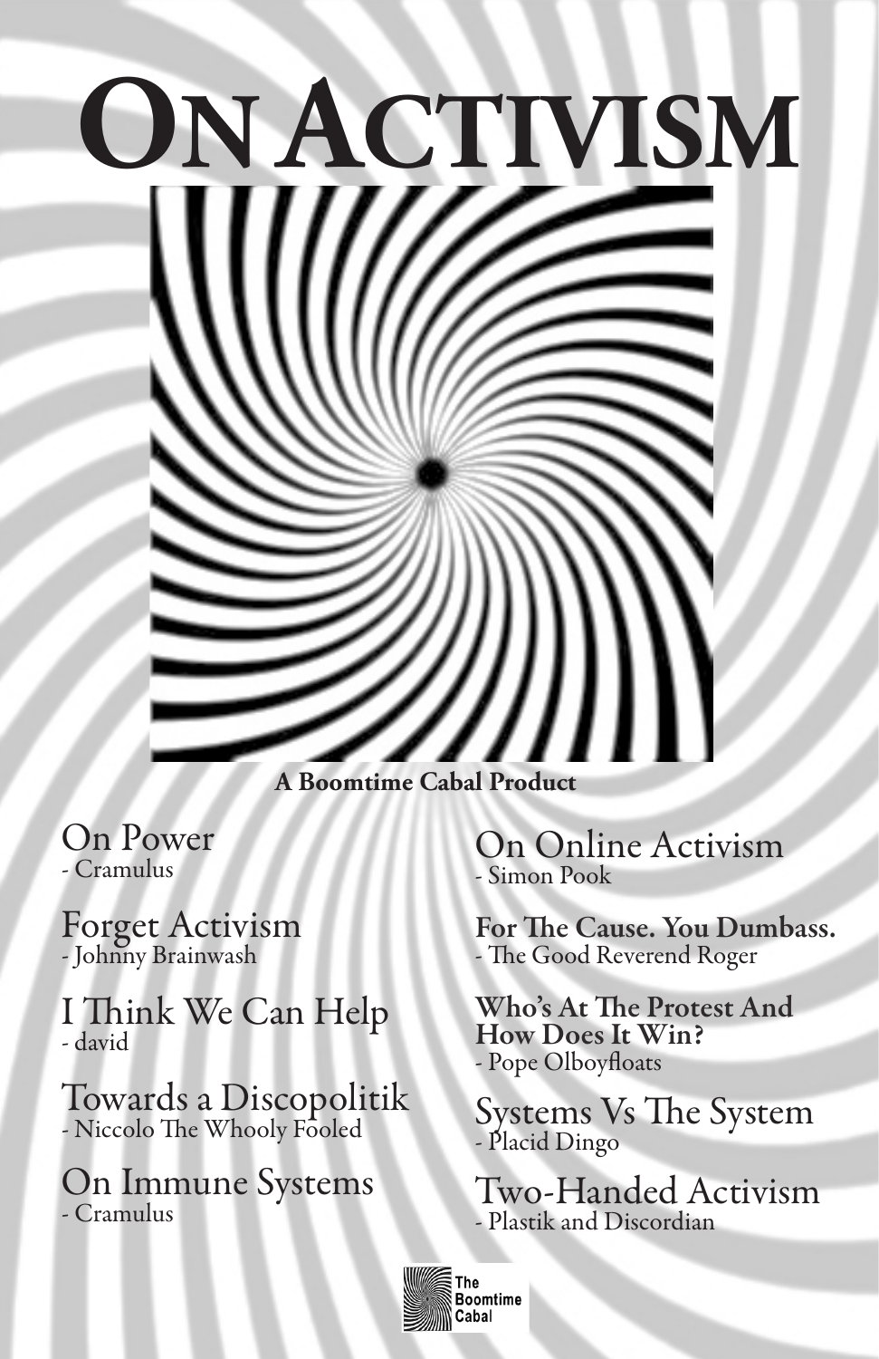# On Activism

**A Boomtime Cabal Product**

On Power
- Cramulus

Forget Activism
- Johnny Brainwash

I Think We Can Help
- david

Towards a Discopolitik
- Niccolo The Whooly Fooled

On Immune Systems
- Cramulus

On Online Activism
- Simon Pook

**For The Cause. You Dumbass.**
- The Good Reverend Roger

**Who's At The Protest And How Does It Win?**
- Pope Olboyfloats

Systems Vs The System
- Placid Dingo

Two-Handed Activism
- Plastik and Discordian

The Boomtime Cabal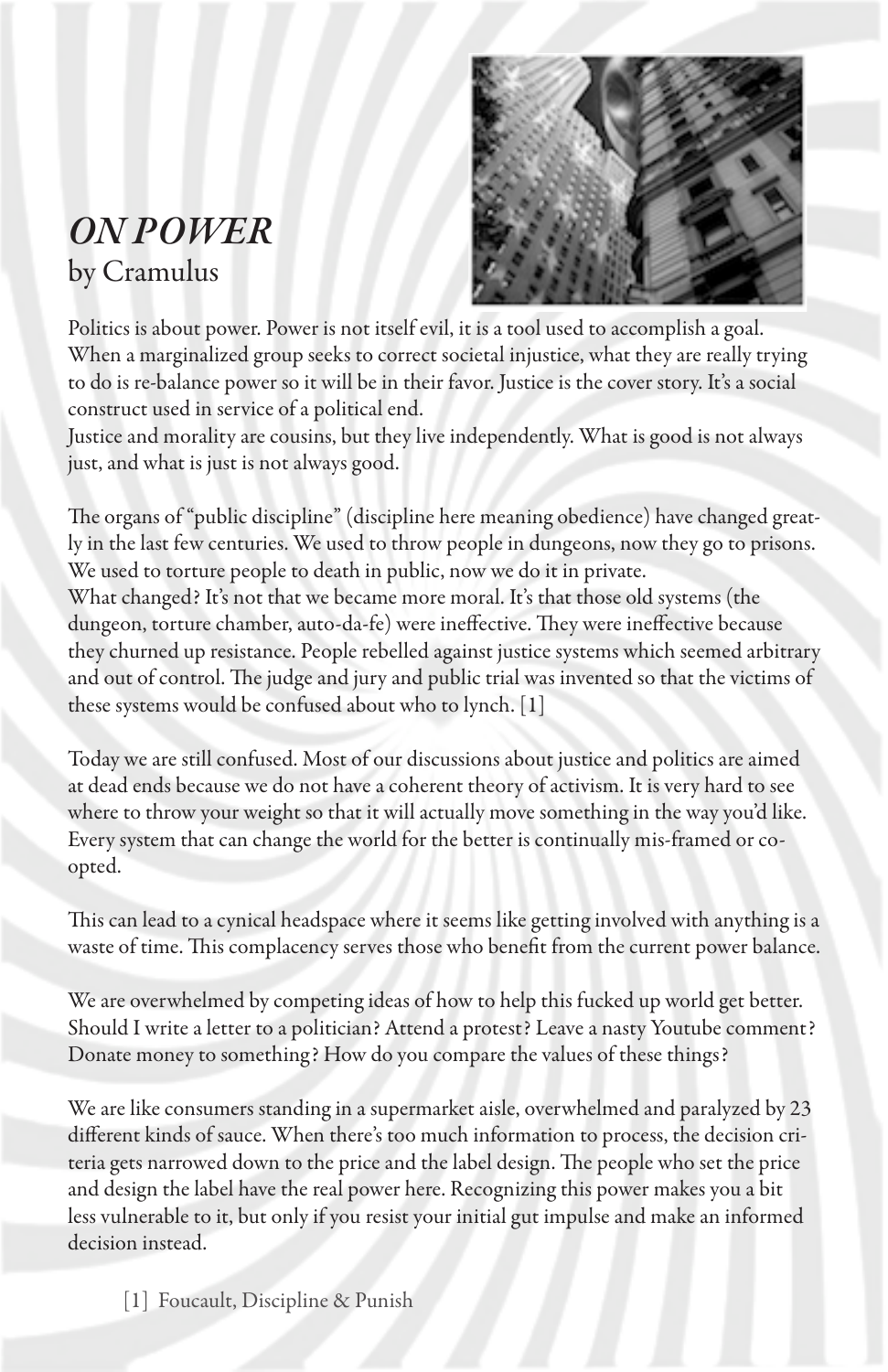# *ON POWER*
by Cramulus

Politics is about power. Power is not itself evil, it is a tool used to accomplish a goal. When a marginalized group seeks to correct societal injustice, what they are really trying to do is re-balance power so it will be in their favor. Justice is the cover story. It's a social construct used in service of a political end.

Justice and morality are cousins, but they live independently. What is good is not always just, and what is just is not always good.

The organs of "public discipline" (discipline here meaning obedience) have changed greatly in the last few centuries. We used to throw people in dungeons, now they go to prisons. We used to torture people to death in public, now we do it in private.

What changed? It's not that we became more moral. It's that those old systems (the dungeon, torture chamber, auto-da-fe) were ineffective. They were ineffective because they churned up resistance. People rebelled against justice systems which seemed arbitrary and out of control. The judge and jury and public trial was invented so that the victims of these systems would be confused about who to lynch. [1]

Today we are still confused. Most of our discussions about justice and politics are aimed at dead ends because we do not have a coherent theory of activism. It is very hard to see where to throw your weight so that it will actually move something in the way you'd like. Every system that can change the world for the better is continually mis-framed or co-opted.

This can lead to a cynical headspace where it seems like getting involved with anything is a waste of time. This complacency serves those who benefit from the current power balance.

We are overwhelmed by competing ideas of how to help this fucked up world get better. Should I write a letter to a politician? Attend a protest? Leave a nasty Youtube comment? Donate money to something? How do you compare the values of these things?

We are like consumers standing in a supermarket aisle, overwhelmed and paralyzed by 23 different kinds of sauce. When there's too much information to process, the decision criteria gets narrowed down to the price and the label design. The people who set the price and design the label have the real power here. Recognizing this power makes you a bit less vulnerable to it, but only if you resist your initial gut impulse and make an informed decision instead.

[1] Foucault, Discipline & Punish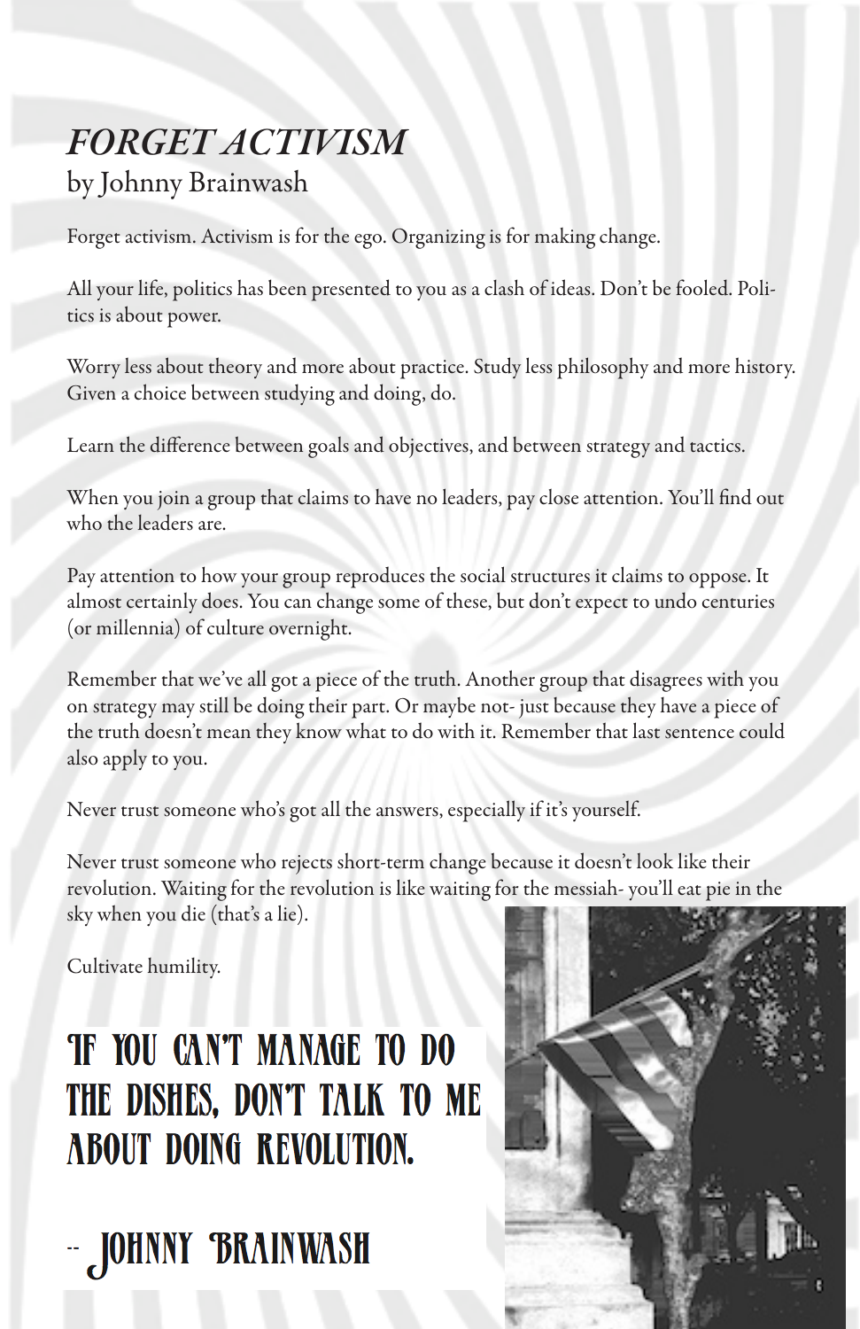# *FORGET ACTIVISM*
by Johnny Brainwash

Forget activism. Activism is for the ego. Organizing is for making change.

All your life, politics has been presented to you as a clash of ideas. Don't be fooled. Politics is about power.

Worry less about theory and more about practice. Study less philosophy and more history. Given a choice between studying and doing, do.

Learn the difference between goals and objectives, and between strategy and tactics.

When you join a group that claims to have no leaders, pay close attention. You'll find out who the leaders are.

Pay attention to how your group reproduces the social structures it claims to oppose. It almost certainly does. You can change some of these, but don't expect to undo centuries (or millennia) of culture overnight.

Remember that we've all got a piece of the truth. Another group that disagrees with you on strategy may still be doing their part. Or maybe not- just because they have a piece of the truth doesn't mean they know what to do with it. Remember that last sentence could also apply to you.

Never trust someone who's got all the answers, especially if it's yourself.

Never trust someone who rejects short-term change because it doesn't look like their revolution. Waiting for the revolution is like waiting for the messiah- you'll eat pie in the sky when you die (that's a lie).

Cultivate humility.

## IF YOU CAN'T MANAGE TO DO THE DISHES, DON'T TALK TO ME ABOUT DOING REVOLUTION.

## -- JOHNNY BRAINWASH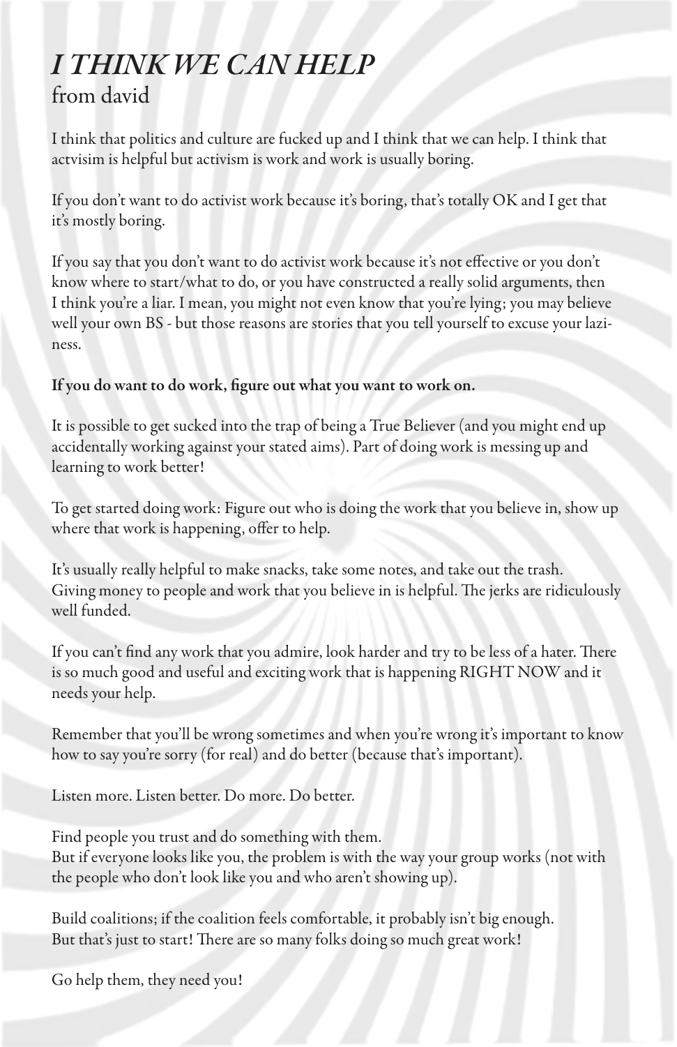# *I THINK WE CAN HELP*

from david

I think that politics and culture are fucked up and I think that we can help. I think that actvisim is helpful but activism is work and work is usually boring.

If you don't want to do activist work because it's boring, that's totally OK and I get that it's mostly boring.

If you say that you don't want to do activist work because it's not effective or you don't know where to start/what to do, or you have constructed a really solid arguments, then I think you're a liar. I mean, you might not even know that you're lying; you may believe well your own BS - but those reasons are stories that you tell yourself to excuse your laziness.

**If you do want to do work, figure out what you want to work on.**

It is possible to get sucked into the trap of being a True Believer (and you might end up accidentally working against your stated aims). Part of doing work is messing up and learning to work better!

To get started doing work: Figure out who is doing the work that you believe in, show up where that work is happening, offer to help.

It's usually really helpful to make snacks, take some notes, and take out the trash. Giving money to people and work that you believe in is helpful. The jerks are ridiculously well funded.

If you can't find any work that you admire, look harder and try to be less of a hater. There is so much good and useful and exciting work that is happening RIGHT NOW and it needs your help.

Remember that you'll be wrong sometimes and when you're wrong it's important to know how to say you're sorry (for real) and do better (because that's important).

Listen more. Listen better. Do more. Do better.

Find people you trust and do something with them.
But if everyone looks like you, the problem is with the way your group works (not with the people who don't look like you and who aren't showing up).

Build coalitions; if the coalition feels comfortable, it probably isn't big enough.
But that's just to start! There are so many folks doing so much great work!

Go help them, they need you!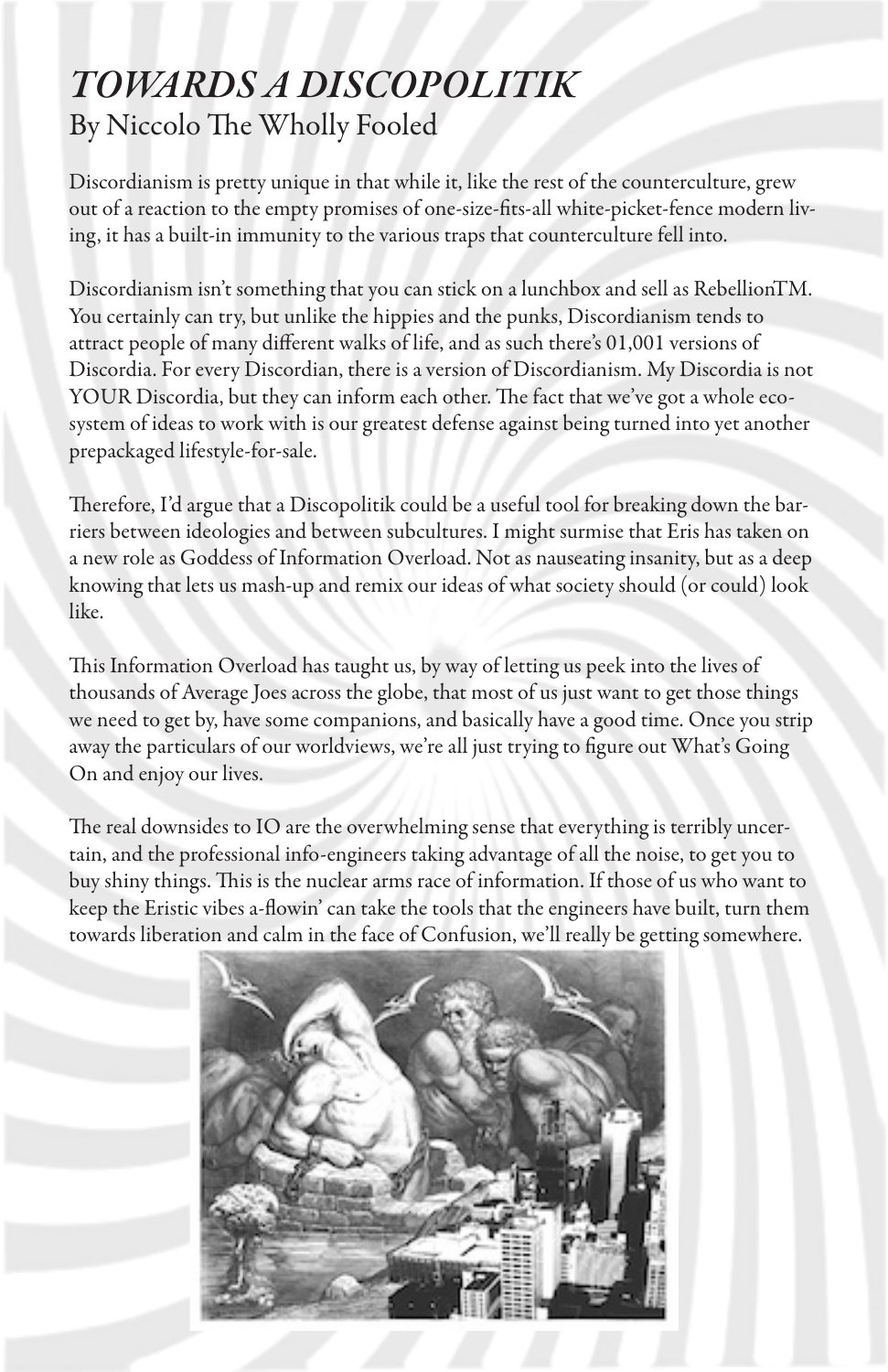# *TOWARDS A DISCOPOLITIK*

By Niccolo The Wholly Fooled

Discordianism is pretty unique in that while it, like the rest of the counterculture, grew out of a reaction to the empty promises of one-size-fits-all white-picket-fence modern living, it has a built-in immunity to the various traps that counterculture fell into.

Discordianism isn't something that you can stick on a lunchbox and sell as RebellionTM. You certainly can try, but unlike the hippies and the punks, Discordianism tends to attract people of many different walks of life, and as such there's 01,001 versions of Discordia. For every Discordian, there is a version of Discordianism. My Discordia is not YOUR Discordia, but they can inform each other. The fact that we've got a whole ecosystem of ideas to work with is our greatest defense against being turned into yet another prepackaged lifestyle-for-sale.

Therefore, I'd argue that a Discopolitik could be a useful tool for breaking down the barriers between ideologies and between subcultures. I might surmise that Eris has taken on a new role as Goddess of Information Overload. Not as nauseating insanity, but as a deep knowing that lets us mash-up and remix our ideas of what society should (or could) look like.

This Information Overload has taught us, by way of letting us peek into the lives of thousands of Average Joes across the globe, that most of us just want to get those things we need to get by, have some companions, and basically have a good time. Once you strip away the particulars of our worldviews, we're all just trying to figure out What's Going On and enjoy our lives.

The real downsides to IO are the overwhelming sense that everything is terribly uncertain, and the professional info-engineers taking advantage of all the noise, to get you to buy shiny things. This is the nuclear arms race of information. If those of us who want to keep the Eristic vibes a-flowin' can take the tools that the engineers have built, turn them towards liberation and calm in the face of Confusion, we'll really be getting somewhere.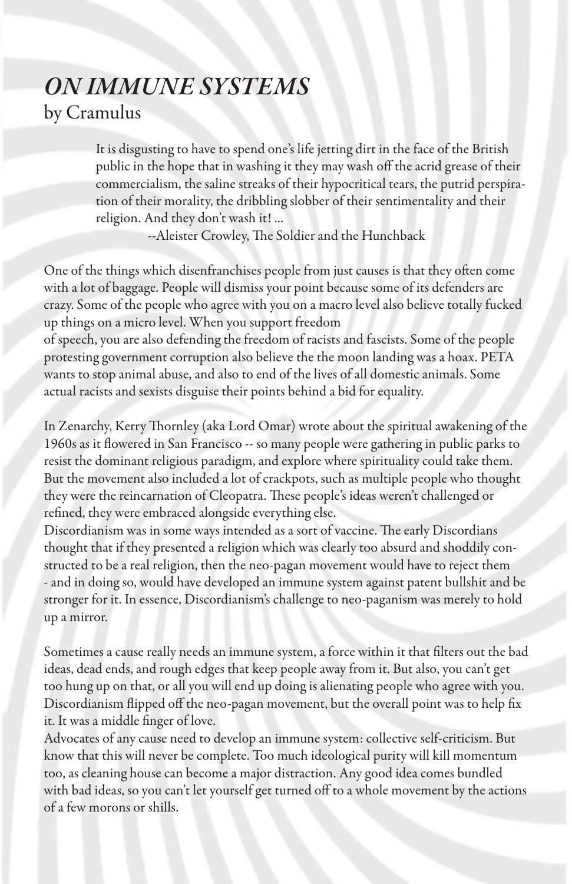# *ON IMMUNE SYSTEMS*

by Cramulus

> It is disgusting to have to spend one's life jetting dirt in the face of the British public in the hope that in washing it they may wash off the acrid grease of their commercialism, the saline streaks of their hypocritical tears, the putrid perspiration of their morality, the dribbling slobber of their sentimentality and their religion. And they don't wash it! ...
>
> --Aleister Crowley, The Soldier and the Hunchback

One of the things which disenfranchises people from just causes is that they often come with a lot of baggage. People will dismiss your point because some of its defenders are crazy. Some of the people who agree with you on a macro level also believe totally fucked up things on a micro level. When you support freedom of speech, you are also defending the freedom of racists and fascists. Some of the people protesting government corruption also believe the the moon landing was a hoax. PETA wants to stop animal abuse, and also to end of the lives of all domestic animals. Some actual racists and sexists disguise their points behind a bid for equality.

In Zenarchy, Kerry Thornley (aka Lord Omar) wrote about the spiritual awakening of the 1960s as it flowered in San Francisco -- so many people were gathering in public parks to resist the dominant religious paradigm, and explore where spirituality could take them. But the movement also included a lot of crackpots, such as multiple people who thought they were the reincarnation of Cleopatra. These people's ideas weren't challenged or refined, they were embraced alongside everything else.

Discordianism was in some ways intended as a sort of vaccine. The early Discordians thought that if they presented a religion which was clearly too absurd and shoddily constructed to be a real religion, then the neo-pagan movement would have to reject them - and in doing so, would have developed an immune system against patent bullshit and be stronger for it. In essence, Discordianism's challenge to neo-paganism was merely to hold up a mirror.

Sometimes a cause really needs an immune system, a force within it that filters out the bad ideas, dead ends, and rough edges that keep people away from it. But also, you can't get too hung up on that, or all you will end up doing is alienating people who agree with you. Discordianism flipped off the neo-pagan movement, but the overall point was to help fix it. It was a middle finger of love.

Advocates of any cause need to develop an immune system: collective self-criticism. But know that this will never be complete. Too much ideological purity will kill momentum too, as cleaning house can become a major distraction. Any good idea comes bundled with bad ideas, so you can't let yourself get turned off to a whole movement by the actions of a few morons or shills.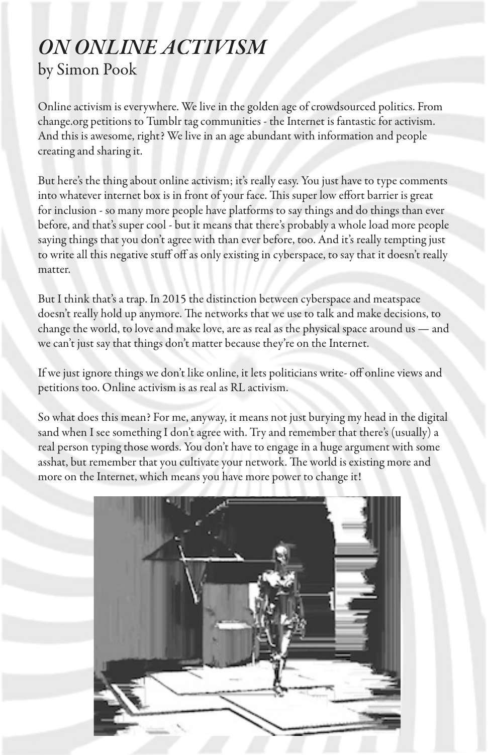# *ON ONLINE ACTIVISM*
by Simon Pook

Online activism is everywhere. We live in the golden age of crowdsourced politics. From change.org petitions to Tumblr tag communities - the Internet is fantastic for activism. And this is awesome, right? We live in an age abundant with information and people creating and sharing it.

But here's the thing about online activism; it's really easy. You just have to type comments into whatever internet box is in front of your face. This super low effort barrier is great for inclusion - so many more people have platforms to say things and do things than ever before, and that's super cool - but it means that there's probably a whole load more people saying things that you don't agree with than ever before, too. And it's really tempting just to write all this negative stuff off as only existing in cyberspace, to say that it doesn't really matter.

But I think that's a trap. In 2015 the distinction between cyberspace and meatspace doesn't really hold up anymore. The networks that we use to talk and make decisions, to change the world, to love and make love, are as real as the physical space around us — and we can't just say that things don't matter because they're on the Internet.

If we just ignore things we don't like online, it lets politicians write- off online views and petitions too. Online activism is as real as RL activism.

So what does this mean? For me, anyway, it means not just burying my head in the digital sand when I see something I don't agree with. Try and remember that there's (usually) a real person typing those words. You don't have to engage in a huge argument with some asshat, but remember that you cultivate your network. The world is existing more and more on the Internet, which means you have more power to change it!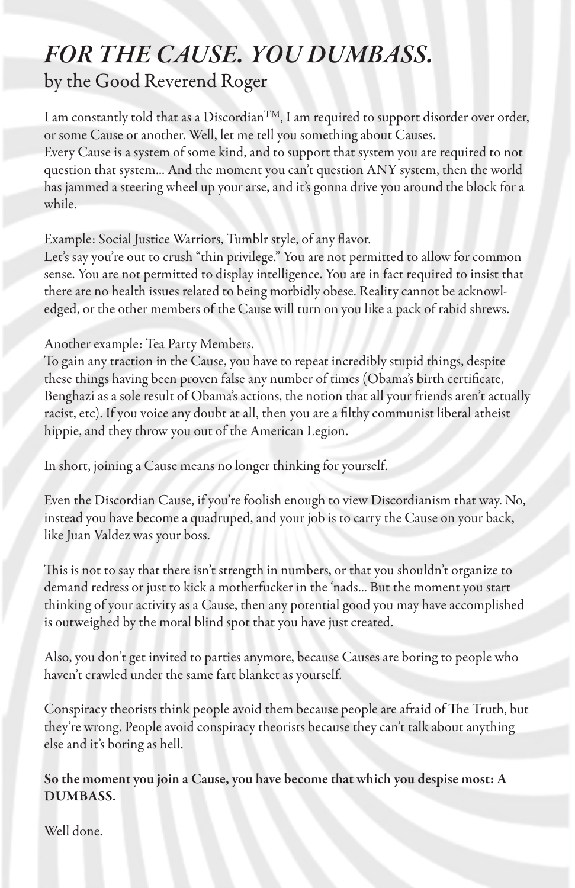# *FOR THE CAUSE. YOU DUMBASS.*

by the Good Reverend Roger

I am constantly told that as a Discordian™, I am required to support disorder over order, or some Cause or another. Well, let me tell you something about Causes.
Every Cause is a system of some kind, and to support that system you are required to not question that system… And the moment you can't question ANY system, then the world has jammed a steering wheel up your arse, and it's gonna drive you around the block for a while.

Example: Social Justice Warriors, Tumblr style, of any flavor.
Let's say you're out to crush "thin privilege." You are not permitted to allow for common sense. You are not permitted to display intelligence. You are in fact required to insist that there are no health issues related to being morbidly obese. Reality cannot be acknowledged, or the other members of the Cause will turn on you like a pack of rabid shrews.

Another example: Tea Party Members.
To gain any traction in the Cause, you have to repeat incredibly stupid things, despite these things having been proven false any number of times (Obama's birth certificate, Benghazi as a sole result of Obama's actions, the notion that all your friends aren't actually racist, etc). If you voice any doubt at all, then you are a filthy communist liberal atheist hippie, and they throw you out of the American Legion.

In short, joining a Cause means no longer thinking for yourself.

Even the Discordian Cause, if you're foolish enough to view Discordianism that way. No, instead you have become a quadruped, and your job is to carry the Cause on your back, like Juan Valdez was your boss.

This is not to say that there isn't strength in numbers, or that you shouldn't organize to demand redress or just to kick a motherfucker in the 'nads… But the moment you start thinking of your activity as a Cause, then any potential good you may have accomplished is outweighed by the moral blind spot that you have just created.

Also, you don't get invited to parties anymore, because Causes are boring to people who haven't crawled under the same fart blanket as yourself.

Conspiracy theorists think people avoid them because people are afraid of The Truth, but they're wrong. People avoid conspiracy theorists because they can't talk about anything else and it's boring as hell.

**So the moment you join a Cause, you have become that which you despise most: A DUMBASS.**

Well done.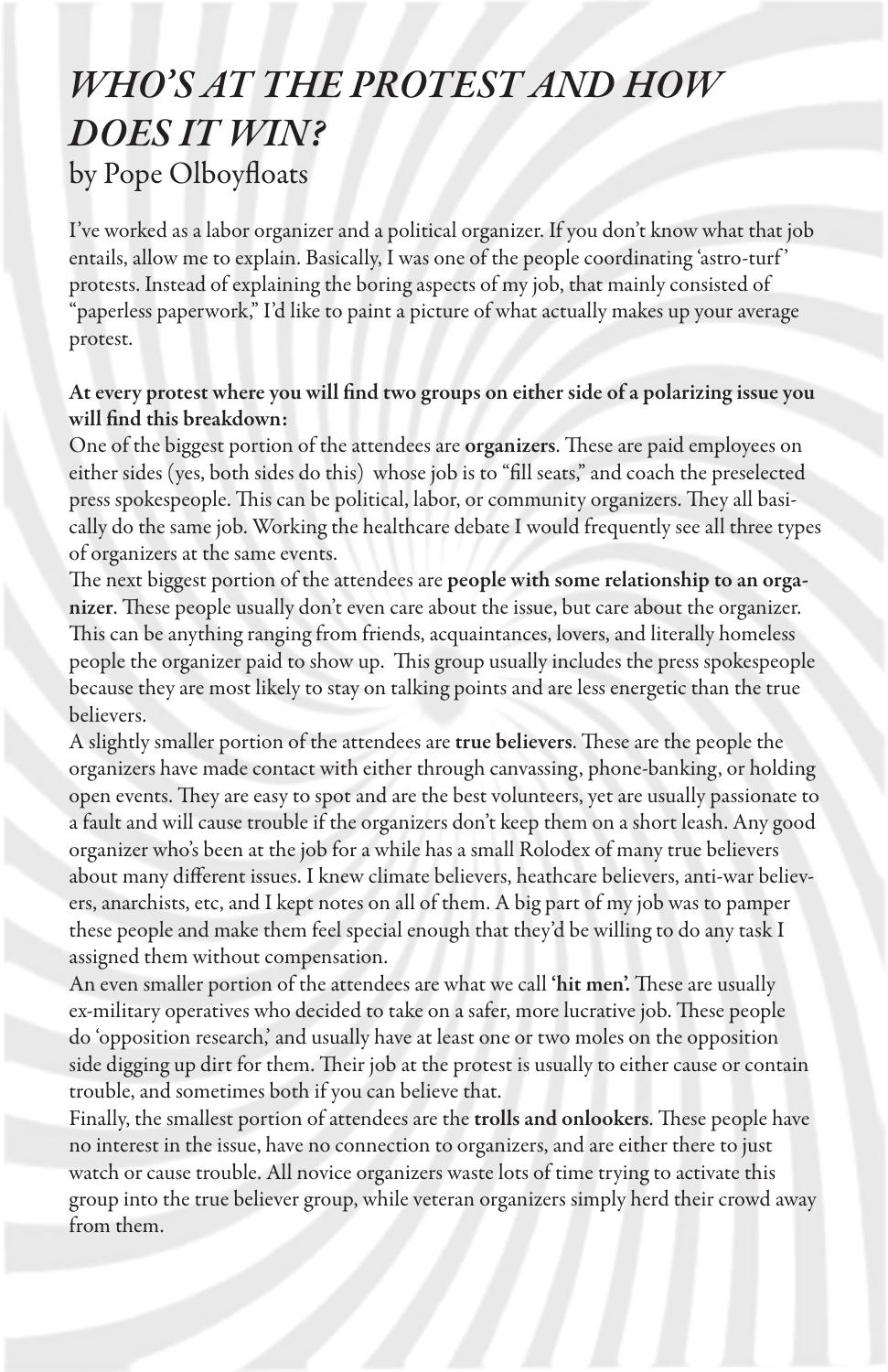# *WHO'S AT THE PROTEST AND HOW DOES IT WIN?*

by Pope Olboyfloats

I've worked as a labor organizer and a political organizer. If you don't know what that job entails, allow me to explain. Basically, I was one of the people coordinating 'astro-turf' protests. Instead of explaining the boring aspects of my job, that mainly consisted of "paperless paperwork," I'd like to paint a picture of what actually makes up your average protest.

**At every protest where you will find two groups on either side of a polarizing issue you will find this breakdown:**

One of the biggest portion of the attendees are **organizers**. These are paid employees on either sides (yes, both sides do this) whose job is to "fill seats," and coach the preselected press spokespeople. This can be political, labor, or community organizers. They all basically do the same job. Working the healthcare debate I would frequently see all three types of organizers at the same events.

The next biggest portion of the attendees are **people with some relationship to an organizer**. These people usually don't even care about the issue, but care about the organizer. This can be anything ranging from friends, acquaintances, lovers, and literally homeless people the organizer paid to show up. This group usually includes the press spokespeople because they are most likely to stay on talking points and are less energetic than the true believers.

A slightly smaller portion of the attendees are **true believers**. These are the people the organizers have made contact with either through canvassing, phone-banking, or holding open events. They are easy to spot and are the best volunteers, yet are usually passionate to a fault and will cause trouble if the organizers don't keep them on a short leash. Any good organizer who's been at the job for a while has a small Rolodex of many true believers about many different issues. I knew climate believers, heathcare believers, anti-war believers, anarchists, etc, and I kept notes on all of them. A big part of my job was to pamper these people and make them feel special enough that they'd be willing to do any task I assigned them without compensation.

An even smaller portion of the attendees are what we call **'hit men'.** These are usually ex-military operatives who decided to take on a safer, more lucrative job. These people do 'opposition research,' and usually have at least one or two moles on the opposition side digging up dirt for them. Their job at the protest is usually to either cause or contain trouble, and sometimes both if you can believe that.

Finally, the smallest portion of attendees are the **trolls and onlookers**. These people have no interest in the issue, have no connection to organizers, and are either there to just watch or cause trouble. All novice organizers waste lots of time trying to activate this group into the true believer group, while veteran organizers simply herd their crowd away from them.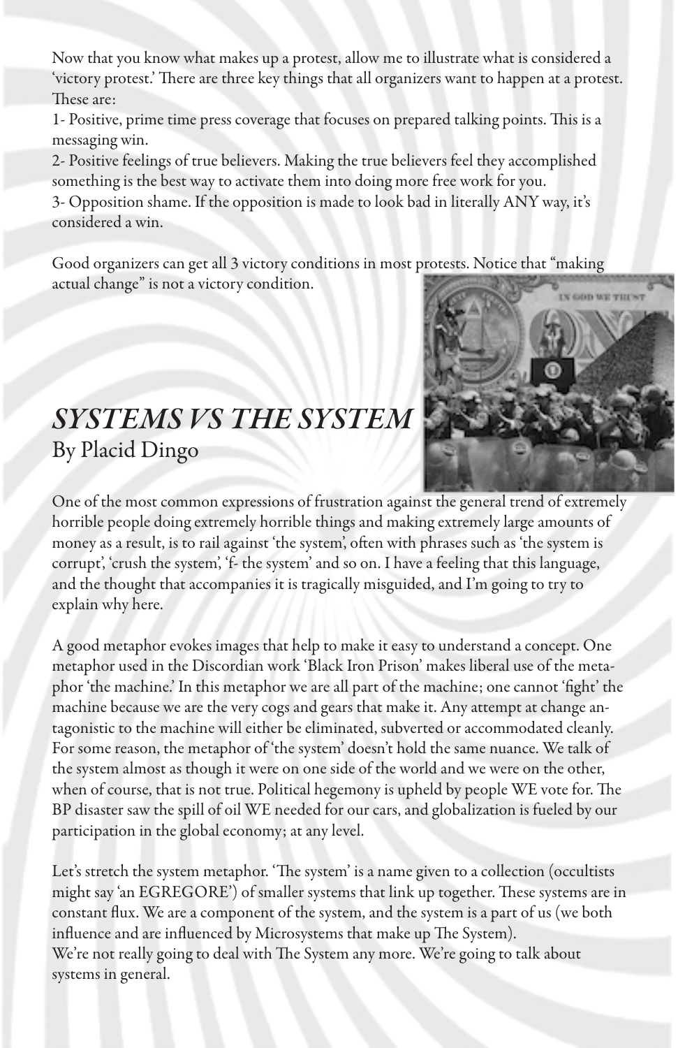Now that you know what makes up a protest, allow me to illustrate what is considered a 'victory protest.' There are three key things that all organizers want to happen at a protest. These are:

1- Positive, prime time press coverage that focuses on prepared talking points. This is a messaging win.

2- Positive feelings of true believers. Making the true believers feel they accomplished something is the best way to activate them into doing more free work for you.

3- Opposition shame. If the opposition is made to look bad in literally ANY way, it's considered a win.

Good organizers can get all 3 victory conditions in most protests. Notice that "making actual change" is not a victory condition.

## *SYSTEMS VS THE SYSTEM*

By Placid Dingo

One of the most common expressions of frustration against the general trend of extremely horrible people doing extremely horrible things and making extremely large amounts of money as a result, is to rail against 'the system', often with phrases such as 'the system is corrupt', 'crush the system', 'f- the system' and so on. I have a feeling that this language, and the thought that accompanies it is tragically misguided, and I'm going to try to explain why here.

A good metaphor evokes images that help to make it easy to understand a concept. One metaphor used in the Discordian work 'Black Iron Prison' makes liberal use of the metaphor 'the machine.' In this metaphor we are all part of the machine; one cannot 'fight' the machine because we are the very cogs and gears that make it. Any attempt at change antagonistic to the machine will either be eliminated, subverted or accommodated cleanly. For some reason, the metaphor of 'the system' doesn't hold the same nuance. We talk of the system almost as though it were on one side of the world and we were on the other, when of course, that is not true. Political hegemony is upheld by people WE vote for. The BP disaster saw the spill of oil WE needed for our cars, and globalization is fueled by our participation in the global economy; at any level.

Let's stretch the system metaphor. 'The system' is a name given to a collection (occultists might say 'an EGREGORE') of smaller systems that link up together. These systems are in constant flux. We are a component of the system, and the system is a part of us (we both influence and are influenced by Microsystems that make up The System).

We're not really going to deal with The System any more. We're going to talk about systems in general.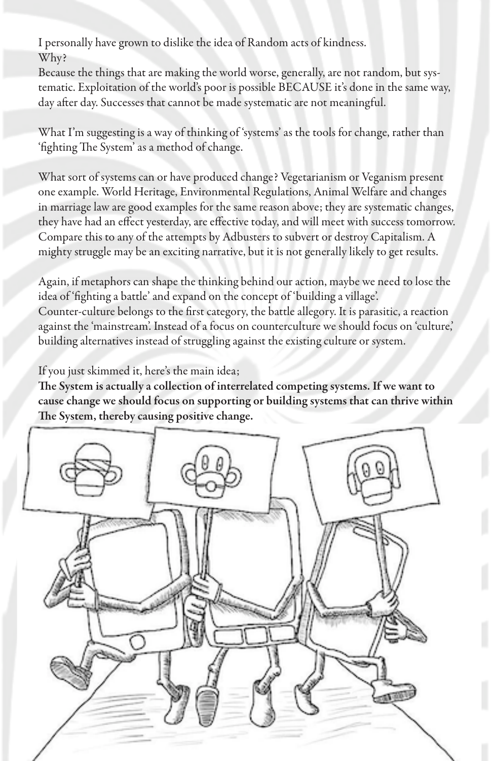I personally have grown to dislike the idea of Random acts of kindness.
Why?
Because the things that are making the world worse, generally, are not random, but systematic. Exploitation of the world's poor is possible BECAUSE it's done in the same way, day after day. Successes that cannot be made systematic are not meaningful.

What I'm suggesting is a way of thinking of 'systems' as the tools for change, rather than 'fighting The System' as a method of change.

What sort of systems can or have produced change? Vegetarianism or Veganism present one example. World Heritage, Environmental Regulations, Animal Welfare and changes in marriage law are good examples for the same reason above; they are systematic changes, they have had an effect yesterday, are effective today, and will meet with success tomorrow. Compare this to any of the attempts by Adbusters to subvert or destroy Capitalism. A mighty struggle may be an exciting narrative, but it is not generally likely to get results.

Again, if metaphors can shape the thinking behind our action, maybe we need to lose the idea of 'fighting a battle' and expand on the concept of 'building a village'.
Counter-culture belongs to the first category, the battle allegory. It is parasitic, a reaction against the 'mainstream'. Instead of a focus on counterculture we should focus on 'culture,' building alternatives instead of struggling against the existing culture or system.

If you just skimmed it, here's the main idea;
**The System is actually a collection of interrelated competing systems. If we want to cause change we should focus on supporting or building systems that can thrive within The System, thereby causing positive change.**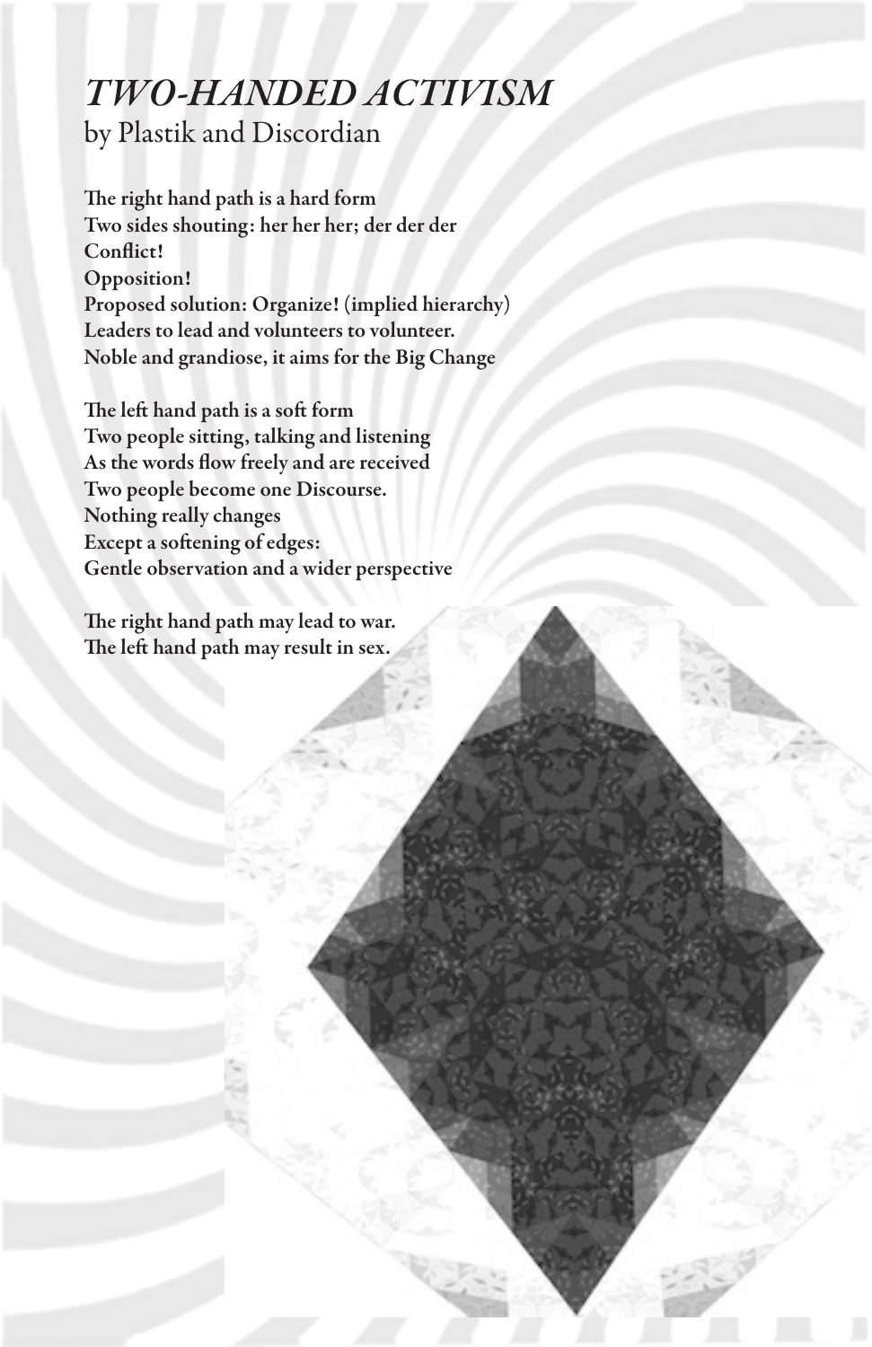# *TWO-HANDED ACTIVISM*

by Plastik and Discordian

**The right hand path is a hard form**
**Two sides shouting: her her her; der der der**
**Conflict!**
**Opposition!**
**Proposed solution: Organize! (implied hierarchy)**
**Leaders to lead and volunteers to volunteer.**
**Noble and grandiose, it aims for the Big Change**

**The left hand path is a soft form**
**Two people sitting, talking and listening**
**As the words flow freely and are received**
**Two people become one Discourse.**
**Nothing really changes**
**Except a softening of edges:**
**Gentle observation and a wider perspective**

**The right hand path may lead to war.**
**The left hand path may result in sex.**